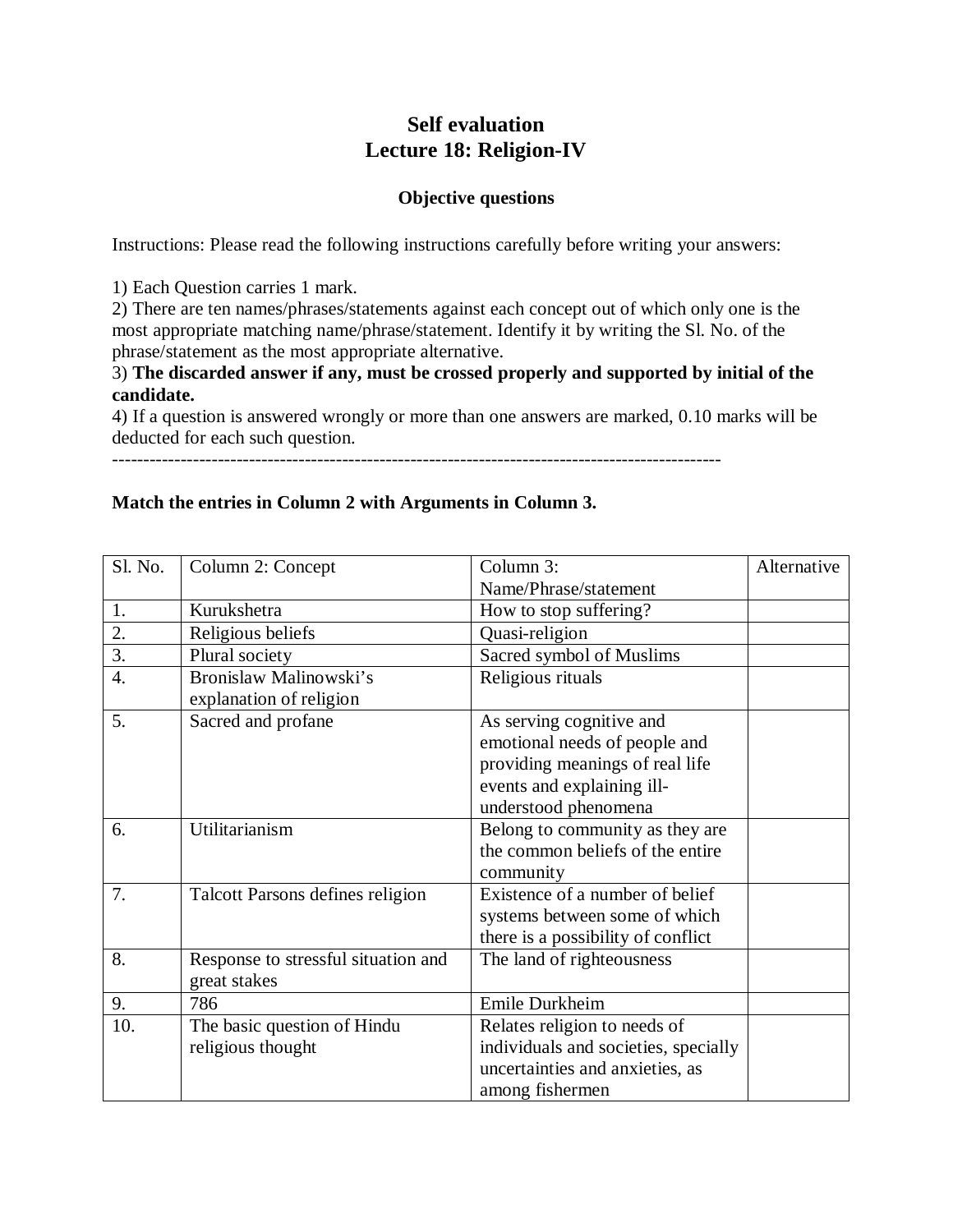# Self evaluation
# Lecture 18: Religion-IV

### Objective questions

Instructions: Please read the following instructions carefully before writing your answers:

1) Each Question carries 1 mark.
2) There are ten names/phrases/statements against each concept out of which only one is the most appropriate matching name/phrase/statement. Identify it by writing the Sl. No. of the phrase/statement as the most appropriate alternative.
3) **The discarded answer if any, must be crossed properly and supported by initial of the candidate.**
4) If a question is answered wrongly or more than one answers are marked, 0.10 marks will be deducted for each such question.

---------------------------------------------------------------------------------------------------

**Match the entries in Column 2 with Arguments in Column 3.**

| Sl. No. | Column 2: Concept | Column 3: Name/Phrase/statement | Alternative |
|---|---|---|---|
| 1. | Kurukshetra | How to stop suffering? | |
| 2. | Religious beliefs | Quasi-religion | |
| 3. | Plural society | Sacred symbol of Muslims | |
| 4. | Bronislaw Malinowski's explanation of religion | Religious rituals | |
| 5. | Sacred and profane | As serving cognitive and emotional needs of people and providing meanings of real life events and explaining ill-understood phenomena | |
| 6. | Utilitarianism | Belong to community as they are the common beliefs of the entire community | |
| 7. | Talcott Parsons defines religion | Existence of a number of belief systems between some of which there is a possibility of conflict | |
| 8. | Response to stressful situation and great stakes | The land of righteousness | |
| 9. | 786 | Emile Durkheim | |
| 10. | The basic question of Hindu religious thought | Relates religion to needs of individuals and societies, specially uncertainties and anxieties, as among fishermen | |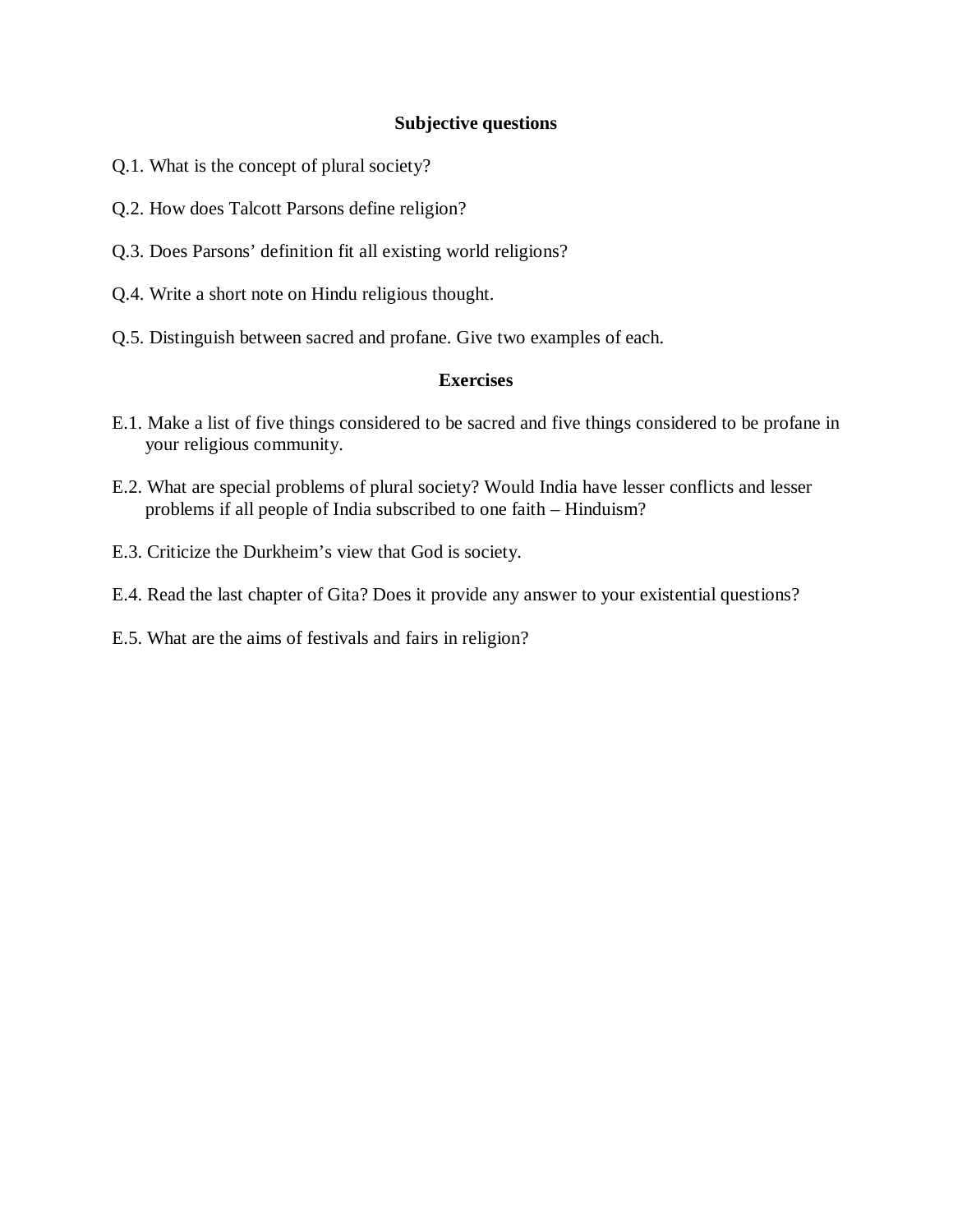## Subjective questions

Q.1. What is the concept of plural society?

Q.2. How does Talcott Parsons define religion?

Q.3. Does Parsons' definition fit all existing world religions?

Q.4. Write a short note on Hindu religious thought.

Q.5. Distinguish between sacred and profane. Give two examples of each.

## Exercises

E.1. Make a list of five things considered to be sacred and five things considered to be profane in your religious community.

E.2. What are special problems of plural society? Would India have lesser conflicts and lesser problems if all people of India subscribed to one faith – Hinduism?

E.3. Criticize the Durkheim's view that God is society.

E.4. Read the last chapter of Gita? Does it provide any answer to your existential questions?

E.5. What are the aims of festivals and fairs in religion?